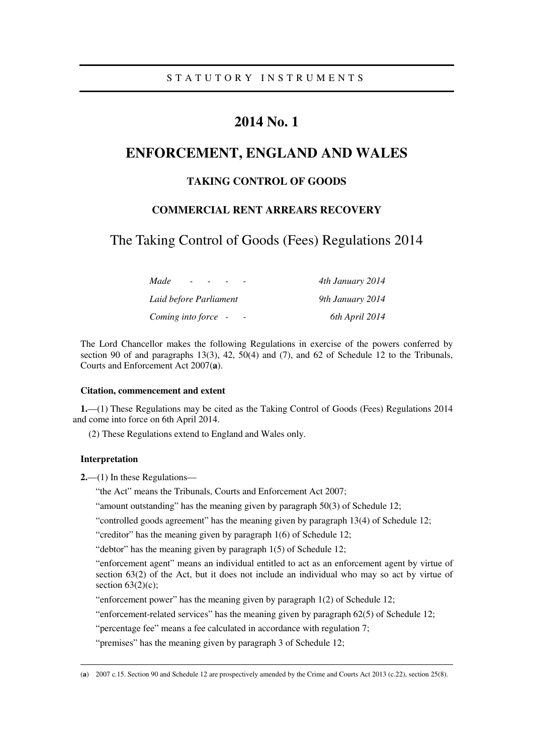STATUTORY INSTRUMENTS

# 2014 No. 1

# ENFORCEMENT, ENGLAND AND WALES

## TAKING CONTROL OF GOODS

## COMMERCIAL RENT ARREARS RECOVERY

# The Taking Control of Goods (Fees) Regulations 2014

| | |
|---|---|
| *Made - - - -* | *4th January 2014* |
| *Laid before Parliament* | *9th January 2014* |
| *Coming into force - -* | *6th April 2014* |

The Lord Chancellor makes the following Regulations in exercise of the powers conferred by section 90 of and paragraphs 13(3), 42, 50(4) and (7), and 62 of Schedule 12 to the Tribunals, Courts and Enforcement Act 2007(**a**).

### Citation, commencement and extent

**1.**—(1) These Regulations may be cited as the Taking Control of Goods (Fees) Regulations 2014 and come into force on 6th April 2014.

(2) These Regulations extend to England and Wales only.

### Interpretation

**2.**—(1) In these Regulations—

"the Act" means the Tribunals, Courts and Enforcement Act 2007;

"amount outstanding" has the meaning given by paragraph 50(3) of Schedule 12;

"controlled goods agreement" has the meaning given by paragraph 13(4) of Schedule 12;

"creditor" has the meaning given by paragraph 1(6) of Schedule 12;

"debtor" has the meaning given by paragraph 1(5) of Schedule 12;

"enforcement agent" means an individual entitled to act as an enforcement agent by virtue of section 63(2) of the Act, but it does not include an individual who may so act by virtue of section 63(2)(c);

"enforcement power" has the meaning given by paragraph 1(2) of Schedule 12;

"enforcement-related services" has the meaning given by paragraph 62(5) of Schedule 12;

"percentage fee" means a fee calculated in accordance with regulation 7;

"premises" has the meaning given by paragraph 3 of Schedule 12;

---

(**a**) 2007 c.15. Section 90 and Schedule 12 are prospectively amended by the Crime and Courts Act 2013 (c.22), section 25(8).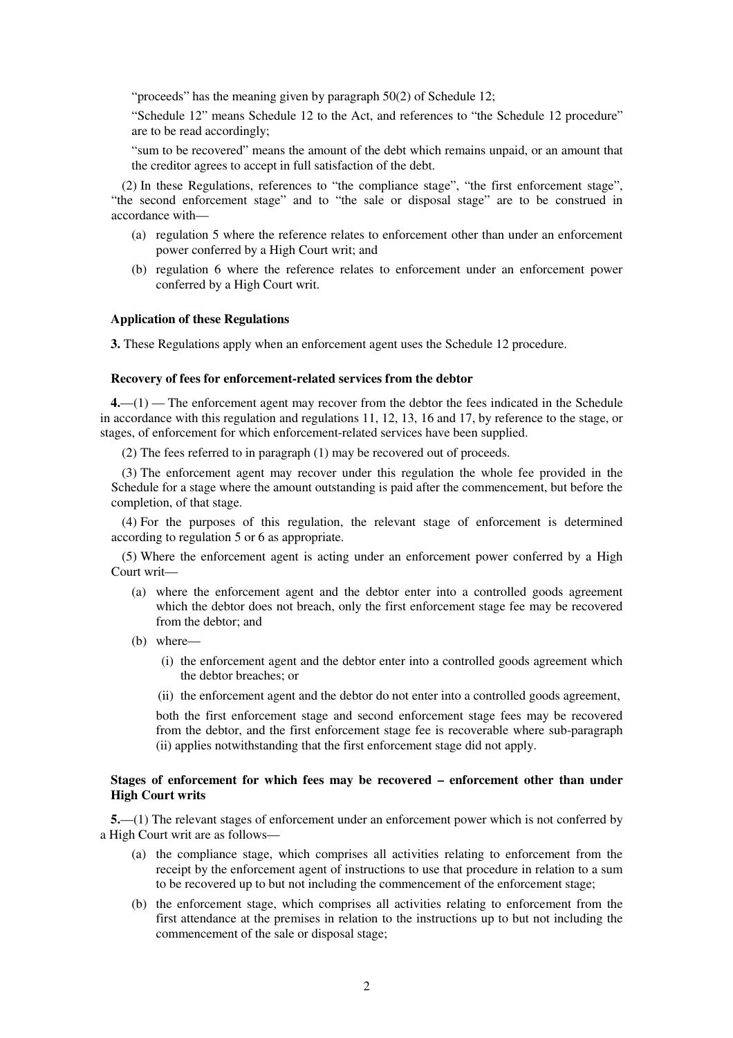"proceeds" has the meaning given by paragraph 50(2) of Schedule 12;

"Schedule 12" means Schedule 12 to the Act, and references to "the Schedule 12 procedure" are to be read accordingly;

"sum to be recovered" means the amount of the debt which remains unpaid, or an amount that the creditor agrees to accept in full satisfaction of the debt.

(2) In these Regulations, references to "the compliance stage", "the first enforcement stage", "the second enforcement stage" and to "the sale or disposal stage" are to be construed in accordance with—

(a) regulation 5 where the reference relates to enforcement other than under an enforcement power conferred by a High Court writ; and

(b) regulation 6 where the reference relates to enforcement under an enforcement power conferred by a High Court writ.

#### Application of these Regulations

**3.** These Regulations apply when an enforcement agent uses the Schedule 12 procedure.

#### Recovery of fees for enforcement-related services from the debtor

**4.**—(1) — The enforcement agent may recover from the debtor the fees indicated in the Schedule in accordance with this regulation and regulations 11, 12, 13, 16 and 17, by reference to the stage, or stages, of enforcement for which enforcement-related services have been supplied.

(2) The fees referred to in paragraph (1) may be recovered out of proceeds.

(3) The enforcement agent may recover under this regulation the whole fee provided in the Schedule for a stage where the amount outstanding is paid after the commencement, but before the completion, of that stage.

(4) For the purposes of this regulation, the relevant stage of enforcement is determined according to regulation 5 or 6 as appropriate.

(5) Where the enforcement agent is acting under an enforcement power conferred by a High Court writ—

(a) where the enforcement agent and the debtor enter into a controlled goods agreement which the debtor does not breach, only the first enforcement stage fee may be recovered from the debtor; and

(b) where—

(i) the enforcement agent and the debtor enter into a controlled goods agreement which the debtor breaches; or

(ii) the enforcement agent and the debtor do not enter into a controlled goods agreement,

both the first enforcement stage and second enforcement stage fees may be recovered from the debtor, and the first enforcement stage fee is recoverable where sub-paragraph (ii) applies notwithstanding that the first enforcement stage did not apply.

#### Stages of enforcement for which fees may be recovered – enforcement other than under High Court writs

**5.**—(1) The relevant stages of enforcement under an enforcement power which is not conferred by a High Court writ are as follows—

(a) the compliance stage, which comprises all activities relating to enforcement from the receipt by the enforcement agent of instructions to use that procedure in relation to a sum to be recovered up to but not including the commencement of the enforcement stage;

(b) the enforcement stage, which comprises all activities relating to enforcement from the first attendance at the premises in relation to the instructions up to but not including the commencement of the sale or disposal stage;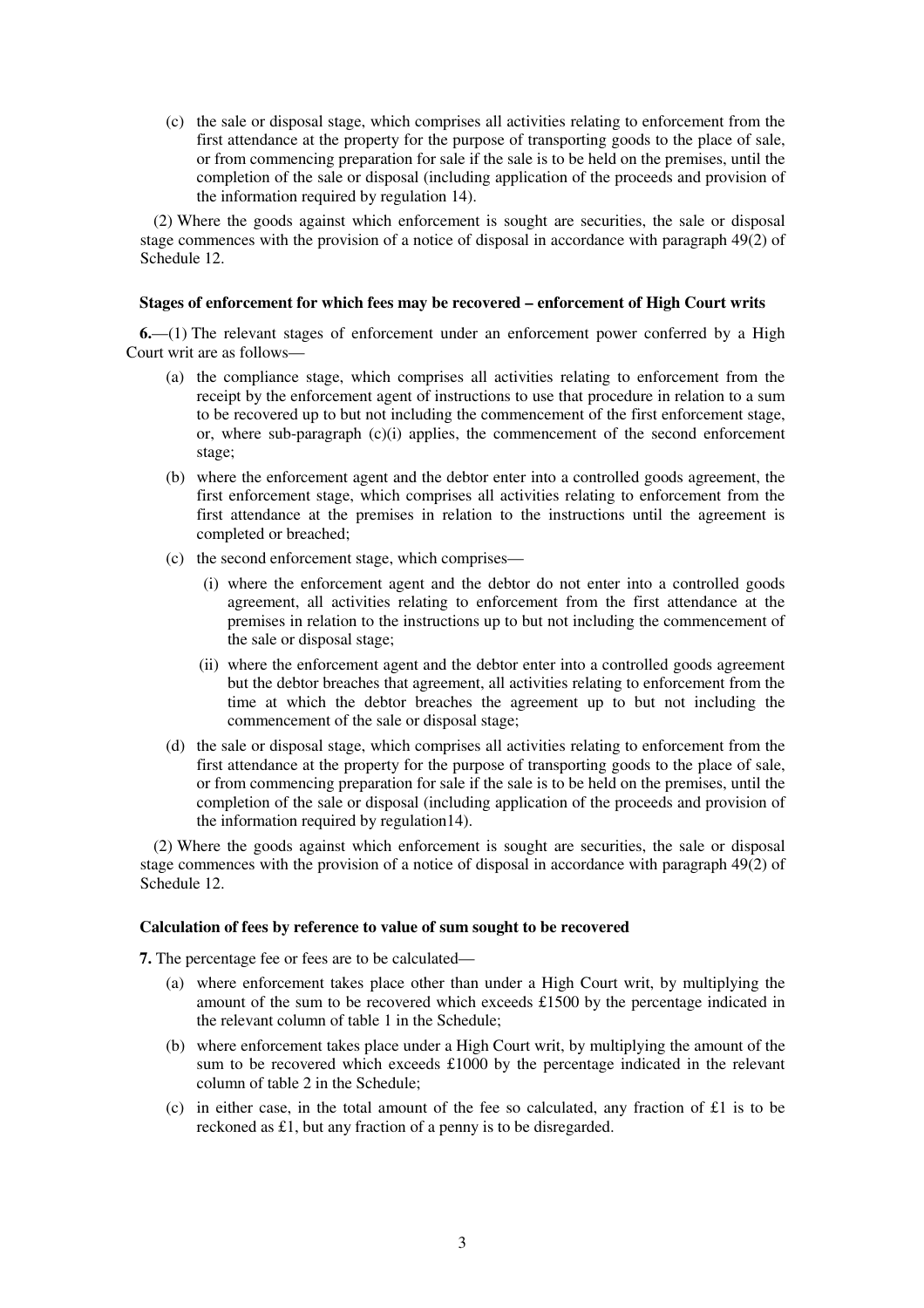(c) the sale or disposal stage, which comprises all activities relating to enforcement from the first attendance at the property for the purpose of transporting goods to the place of sale, or from commencing preparation for sale if the sale is to be held on the premises, until the completion of the sale or disposal (including application of the proceeds and provision of the information required by regulation 14).

(2) Where the goods against which enforcement is sought are securities, the sale or disposal stage commences with the provision of a notice of disposal in accordance with paragraph 49(2) of Schedule 12.

**Stages of enforcement for which fees may be recovered – enforcement of High Court writs**

**6.**—(1) The relevant stages of enforcement under an enforcement power conferred by a High Court writ are as follows—

(a) the compliance stage, which comprises all activities relating to enforcement from the receipt by the enforcement agent of instructions to use that procedure in relation to a sum to be recovered up to but not including the commencement of the first enforcement stage, or, where sub-paragraph (c)(i) applies, the commencement of the second enforcement stage;

(b) where the enforcement agent and the debtor enter into a controlled goods agreement, the first enforcement stage, which comprises all activities relating to enforcement from the first attendance at the premises in relation to the instructions until the agreement is completed or breached;

(c) the second enforcement stage, which comprises—

(i) where the enforcement agent and the debtor do not enter into a controlled goods agreement, all activities relating to enforcement from the first attendance at the premises in relation to the instructions up to but not including the commencement of the sale or disposal stage;

(ii) where the enforcement agent and the debtor enter into a controlled goods agreement but the debtor breaches that agreement, all activities relating to enforcement from the time at which the debtor breaches the agreement up to but not including the commencement of the sale or disposal stage;

(d) the sale or disposal stage, which comprises all activities relating to enforcement from the first attendance at the property for the purpose of transporting goods to the place of sale, or from commencing preparation for sale if the sale is to be held on the premises, until the completion of the sale or disposal (including application of the proceeds and provision of the information required by regulation14).

(2) Where the goods against which enforcement is sought are securities, the sale or disposal stage commences with the provision of a notice of disposal in accordance with paragraph 49(2) of Schedule 12.

**Calculation of fees by reference to value of sum sought to be recovered**

**7.** The percentage fee or fees are to be calculated—

(a) where enforcement takes place other than under a High Court writ, by multiplying the amount of the sum to be recovered which exceeds £1500 by the percentage indicated in the relevant column of table 1 in the Schedule;

(b) where enforcement takes place under a High Court writ, by multiplying the amount of the sum to be recovered which exceeds £1000 by the percentage indicated in the relevant column of table 2 in the Schedule;

(c) in either case, in the total amount of the fee so calculated, any fraction of £1 is to be reckoned as £1, but any fraction of a penny is to be disregarded.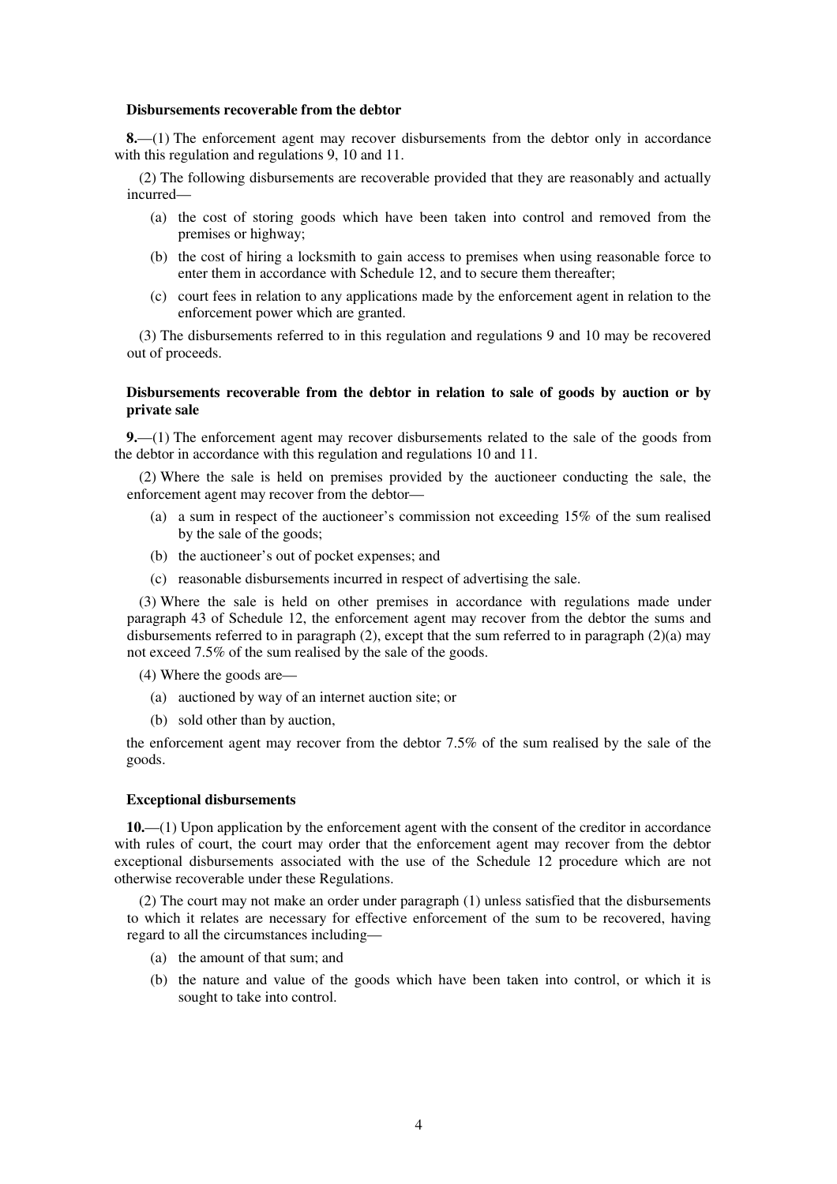**Disbursements recoverable from the debtor**

**8.**—(1) The enforcement agent may recover disbursements from the debtor only in accordance with this regulation and regulations 9, 10 and 11.

(2) The following disbursements are recoverable provided that they are reasonably and actually incurred—

- (a) the cost of storing goods which have been taken into control and removed from the premises or highway;
- (b) the cost of hiring a locksmith to gain access to premises when using reasonable force to enter them in accordance with Schedule 12, and to secure them thereafter;
- (c) court fees in relation to any applications made by the enforcement agent in relation to the enforcement power which are granted.

(3) The disbursements referred to in this regulation and regulations 9 and 10 may be recovered out of proceeds.

**Disbursements recoverable from the debtor in relation to sale of goods by auction or by private sale**

**9.**—(1) The enforcement agent may recover disbursements related to the sale of the goods from the debtor in accordance with this regulation and regulations 10 and 11.

(2) Where the sale is held on premises provided by the auctioneer conducting the sale, the enforcement agent may recover from the debtor—

- (a) a sum in respect of the auctioneer's commission not exceeding 15% of the sum realised by the sale of the goods;
- (b) the auctioneer's out of pocket expenses; and
- (c) reasonable disbursements incurred in respect of advertising the sale.

(3) Where the sale is held on other premises in accordance with regulations made under paragraph 43 of Schedule 12, the enforcement agent may recover from the debtor the sums and disbursements referred to in paragraph (2), except that the sum referred to in paragraph (2)(a) may not exceed 7.5% of the sum realised by the sale of the goods.

(4) Where the goods are—

- (a) auctioned by way of an internet auction site; or
- (b) sold other than by auction,

the enforcement agent may recover from the debtor 7.5% of the sum realised by the sale of the goods.

**Exceptional disbursements**

**10.**—(1) Upon application by the enforcement agent with the consent of the creditor in accordance with rules of court, the court may order that the enforcement agent may recover from the debtor exceptional disbursements associated with the use of the Schedule 12 procedure which are not otherwise recoverable under these Regulations.

(2) The court may not make an order under paragraph (1) unless satisfied that the disbursements to which it relates are necessary for effective enforcement of the sum to be recovered, having regard to all the circumstances including—

- (a) the amount of that sum; and
- (b) the nature and value of the goods which have been taken into control, or which it is sought to take into control.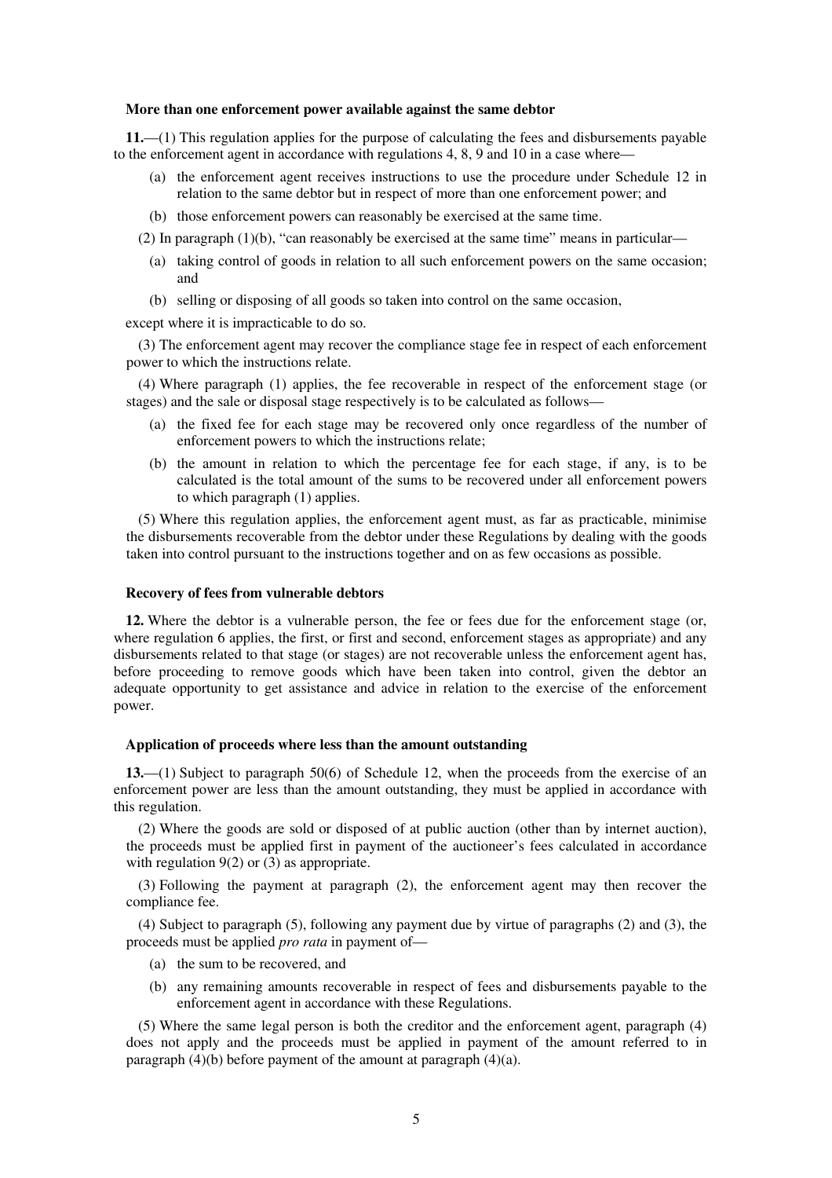### More than one enforcement power available against the same debtor

**11.**—(1) This regulation applies for the purpose of calculating the fees and disbursements payable to the enforcement agent in accordance with regulations 4, 8, 9 and 10 in a case where—

- (a) the enforcement agent receives instructions to use the procedure under Schedule 12 in relation to the same debtor but in respect of more than one enforcement power; and
- (b) those enforcement powers can reasonably be exercised at the same time.

(2) In paragraph (1)(b), "can reasonably be exercised at the same time" means in particular—

- (a) taking control of goods in relation to all such enforcement powers on the same occasion; and
- (b) selling or disposing of all goods so taken into control on the same occasion,

except where it is impracticable to do so.

(3) The enforcement agent may recover the compliance stage fee in respect of each enforcement power to which the instructions relate.

(4) Where paragraph (1) applies, the fee recoverable in respect of the enforcement stage (or stages) and the sale or disposal stage respectively is to be calculated as follows—

- (a) the fixed fee for each stage may be recovered only once regardless of the number of enforcement powers to which the instructions relate;
- (b) the amount in relation to which the percentage fee for each stage, if any, is to be calculated is the total amount of the sums to be recovered under all enforcement powers to which paragraph (1) applies.

(5) Where this regulation applies, the enforcement agent must, as far as practicable, minimise the disbursements recoverable from the debtor under these Regulations by dealing with the goods taken into control pursuant to the instructions together and on as few occasions as possible.

### Recovery of fees from vulnerable debtors

**12.** Where the debtor is a vulnerable person, the fee or fees due for the enforcement stage (or, where regulation 6 applies, the first, or first and second, enforcement stages as appropriate) and any disbursements related to that stage (or stages) are not recoverable unless the enforcement agent has, before proceeding to remove goods which have been taken into control, given the debtor an adequate opportunity to get assistance and advice in relation to the exercise of the enforcement power.

### Application of proceeds where less than the amount outstanding

**13.**—(1) Subject to paragraph 50(6) of Schedule 12, when the proceeds from the exercise of an enforcement power are less than the amount outstanding, they must be applied in accordance with this regulation.

(2) Where the goods are sold or disposed of at public auction (other than by internet auction), the proceeds must be applied first in payment of the auctioneer's fees calculated in accordance with regulation 9(2) or (3) as appropriate.

(3) Following the payment at paragraph (2), the enforcement agent may then recover the compliance fee.

(4) Subject to paragraph (5), following any payment due by virtue of paragraphs (2) and (3), the proceeds must be applied *pro rata* in payment of—

- (a) the sum to be recovered, and
- (b) any remaining amounts recoverable in respect of fees and disbursements payable to the enforcement agent in accordance with these Regulations.

(5) Where the same legal person is both the creditor and the enforcement agent, paragraph (4) does not apply and the proceeds must be applied in payment of the amount referred to in paragraph (4)(b) before payment of the amount at paragraph (4)(a).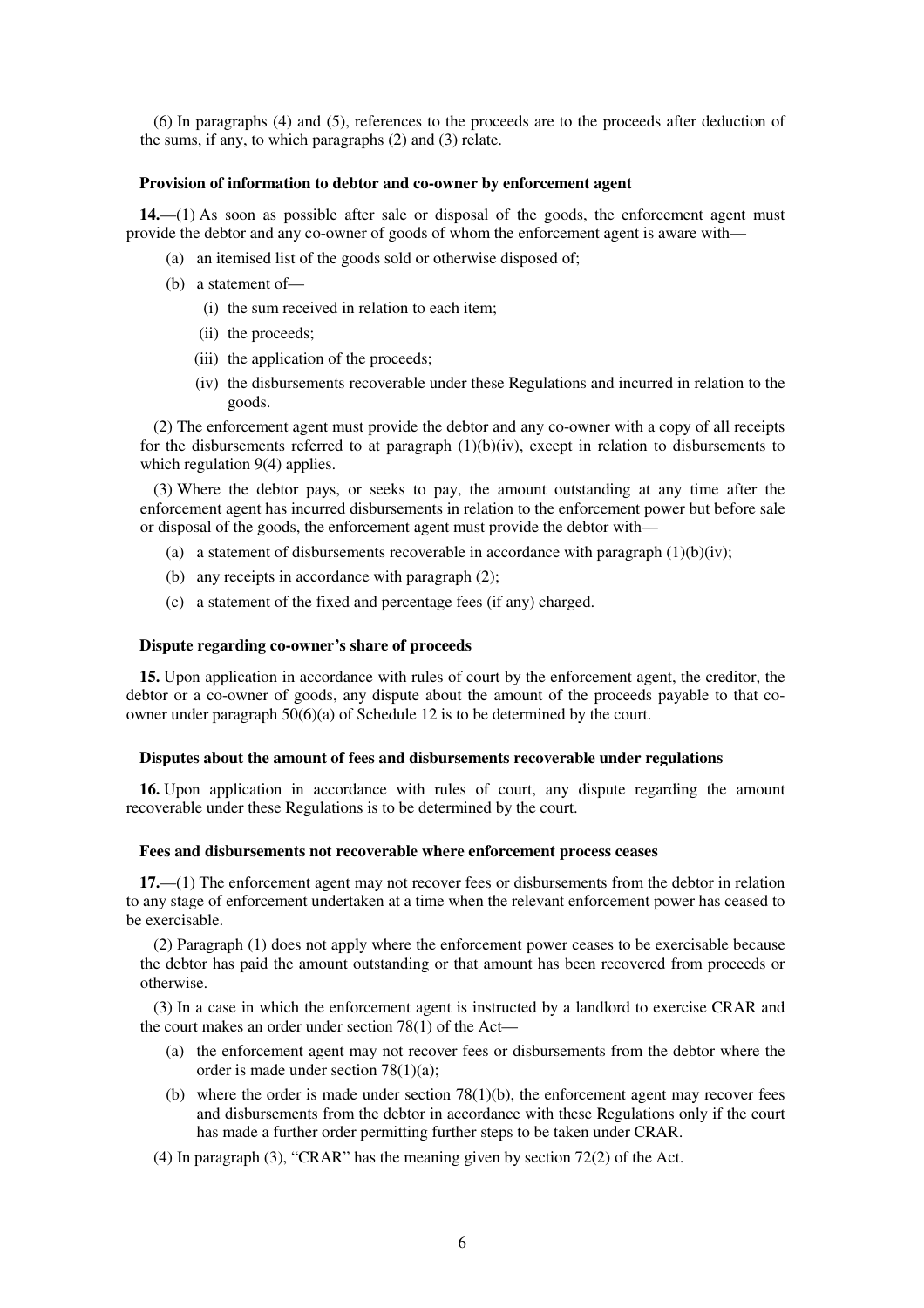(6) In paragraphs (4) and (5), references to the proceeds are to the proceeds after deduction of the sums, if any, to which paragraphs (2) and (3) relate.

### Provision of information to debtor and co-owner by enforcement agent

**14.**—(1) As soon as possible after sale or disposal of the goods, the enforcement agent must provide the debtor and any co-owner of goods of whom the enforcement agent is aware with—

- (a) an itemised list of the goods sold or otherwise disposed of;
- (b) a statement of—
  - (i) the sum received in relation to each item;
  - (ii) the proceeds;
  - (iii) the application of the proceeds;
  - (iv) the disbursements recoverable under these Regulations and incurred in relation to the goods.

(2) The enforcement agent must provide the debtor and any co-owner with a copy of all receipts for the disbursements referred to at paragraph (1)(b)(iv), except in relation to disbursements to which regulation 9(4) applies.

(3) Where the debtor pays, or seeks to pay, the amount outstanding at any time after the enforcement agent has incurred disbursements in relation to the enforcement power but before sale or disposal of the goods, the enforcement agent must provide the debtor with—

- (a) a statement of disbursements recoverable in accordance with paragraph (1)(b)(iv);
- (b) any receipts in accordance with paragraph (2);
- (c) a statement of the fixed and percentage fees (if any) charged.

### Dispute regarding co-owner's share of proceeds

**15.** Upon application in accordance with rules of court by the enforcement agent, the creditor, the debtor or a co-owner of goods, any dispute about the amount of the proceeds payable to that co-owner under paragraph 50(6)(a) of Schedule 12 is to be determined by the court.

### Disputes about the amount of fees and disbursements recoverable under regulations

**16.** Upon application in accordance with rules of court, any dispute regarding the amount recoverable under these Regulations is to be determined by the court.

### Fees and disbursements not recoverable where enforcement process ceases

**17.**—(1) The enforcement agent may not recover fees or disbursements from the debtor in relation to any stage of enforcement undertaken at a time when the relevant enforcement power has ceased to be exercisable.

(2) Paragraph (1) does not apply where the enforcement power ceases to be exercisable because the debtor has paid the amount outstanding or that amount has been recovered from proceeds or otherwise.

(3) In a case in which the enforcement agent is instructed by a landlord to exercise CRAR and the court makes an order under section 78(1) of the Act—

- (a) the enforcement agent may not recover fees or disbursements from the debtor where the order is made under section 78(1)(a);
- (b) where the order is made under section 78(1)(b), the enforcement agent may recover fees and disbursements from the debtor in accordance with these Regulations only if the court has made a further order permitting further steps to be taken under CRAR.

(4) In paragraph (3), "CRAR" has the meaning given by section 72(2) of the Act.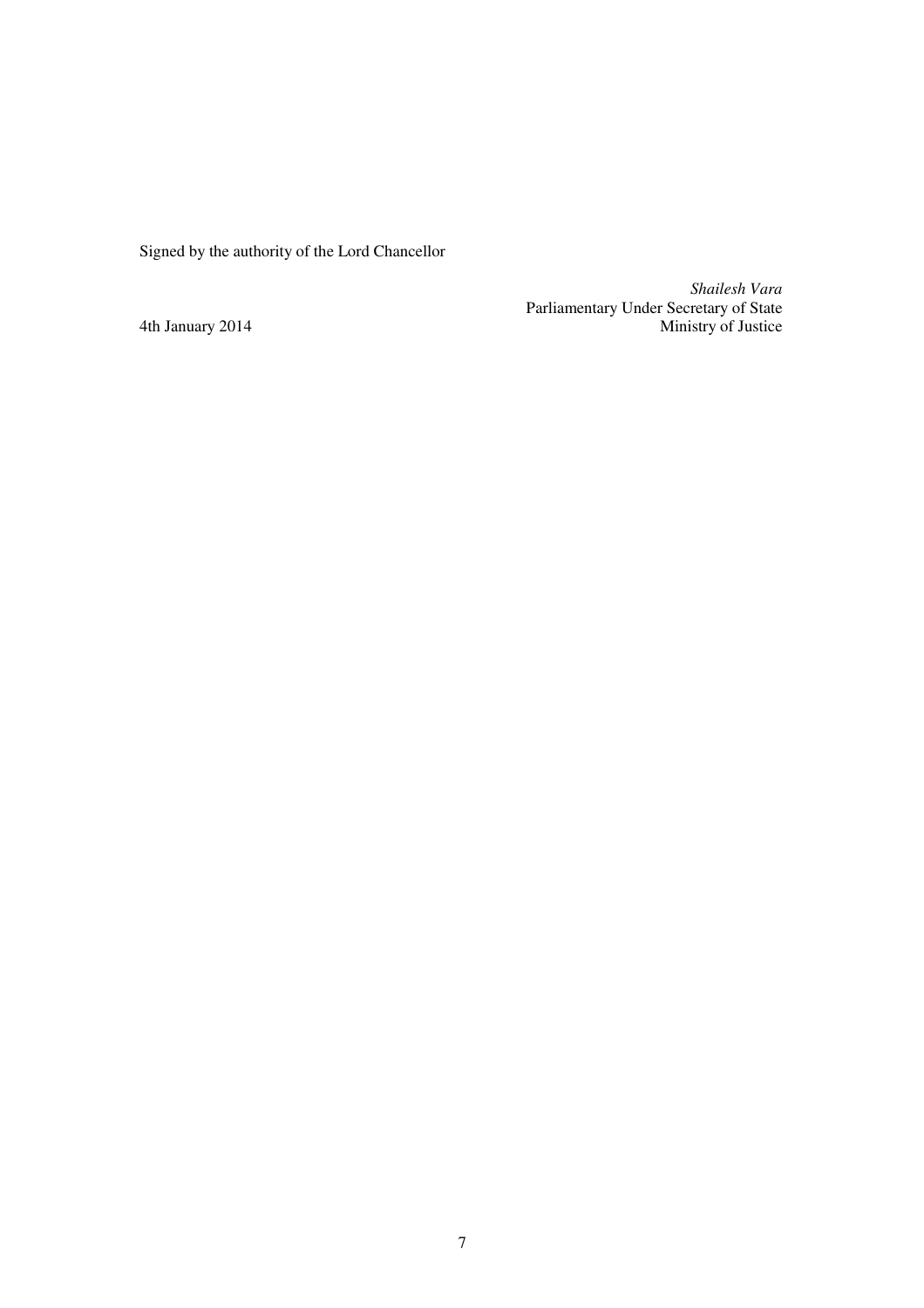Signed by the authority of the Lord Chancellor

*Shailesh Vara*
Parliamentary Under Secretary of State
Ministry of Justice

4th January 2014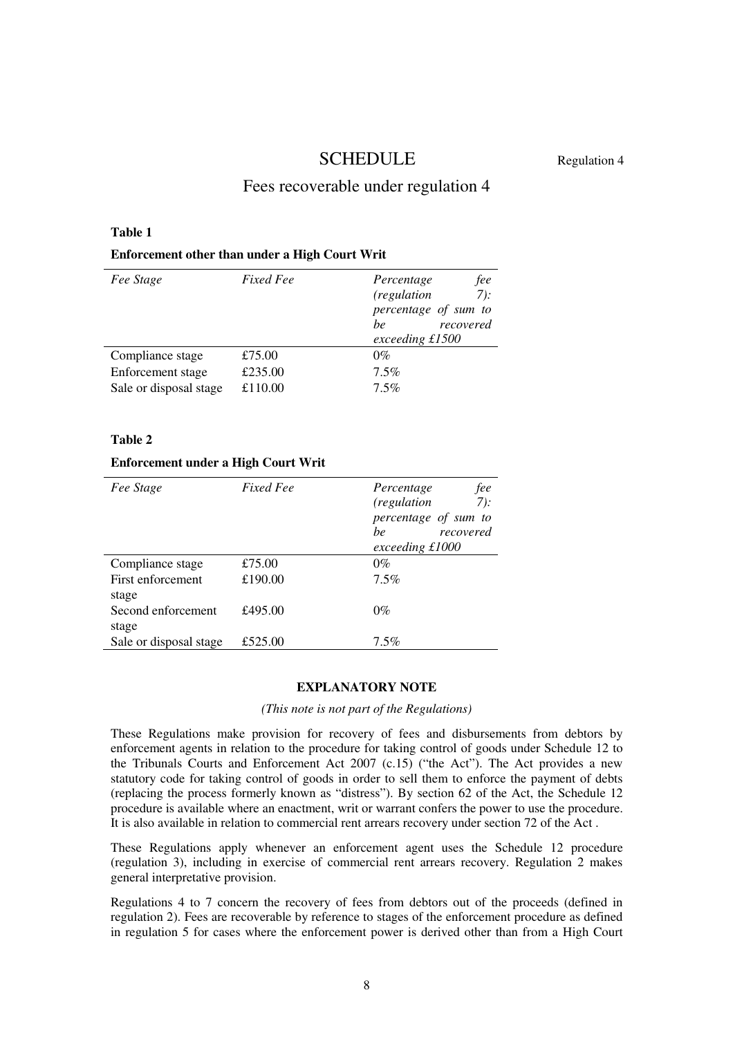# SCHEDULE

Regulation 4

## Fees recoverable under regulation 4

**Table 1**

**Enforcement other than under a High Court Writ**

| *Fee Stage* | *Fixed Fee* | *Percentage fee (regulation 7): percentage of sum to be recovered exceeding £1500* |
|---|---|---|
| Compliance stage | £75.00 | 0% |
| Enforcement stage | £235.00 | 7.5% |
| Sale or disposal stage | £110.00 | 7.5% |

**Table 2**

**Enforcement under a High Court Writ**

| *Fee Stage* | *Fixed Fee* | *Percentage fee (regulation 7): percentage of sum to be recovered exceeding £1000* |
|---|---|---|
| Compliance stage | £75.00 | 0% |
| First enforcement stage | £190.00 | 7.5% |
| Second enforcement stage | £495.00 | 0% |
| Sale or disposal stage | £525.00 | 7.5% |

**EXPLANATORY NOTE**

*(This note is not part of the Regulations)*

These Regulations make provision for recovery of fees and disbursements from debtors by enforcement agents in relation to the procedure for taking control of goods under Schedule 12 to the Tribunals Courts and Enforcement Act 2007 (c.15) ("the Act"). The Act provides a new statutory code for taking control of goods in order to sell them to enforce the payment of debts (replacing the process formerly known as "distress"). By section 62 of the Act, the Schedule 12 procedure is available where an enactment, writ or warrant confers the power to use the procedure. It is also available in relation to commercial rent arrears recovery under section 72 of the Act .

These Regulations apply whenever an enforcement agent uses the Schedule 12 procedure (regulation 3), including in exercise of commercial rent arrears recovery. Regulation 2 makes general interpretative provision.

Regulations 4 to 7 concern the recovery of fees from debtors out of the proceeds (defined in regulation 2). Fees are recoverable by reference to stages of the enforcement procedure as defined in regulation 5 for cases where the enforcement power is derived other than from a High Court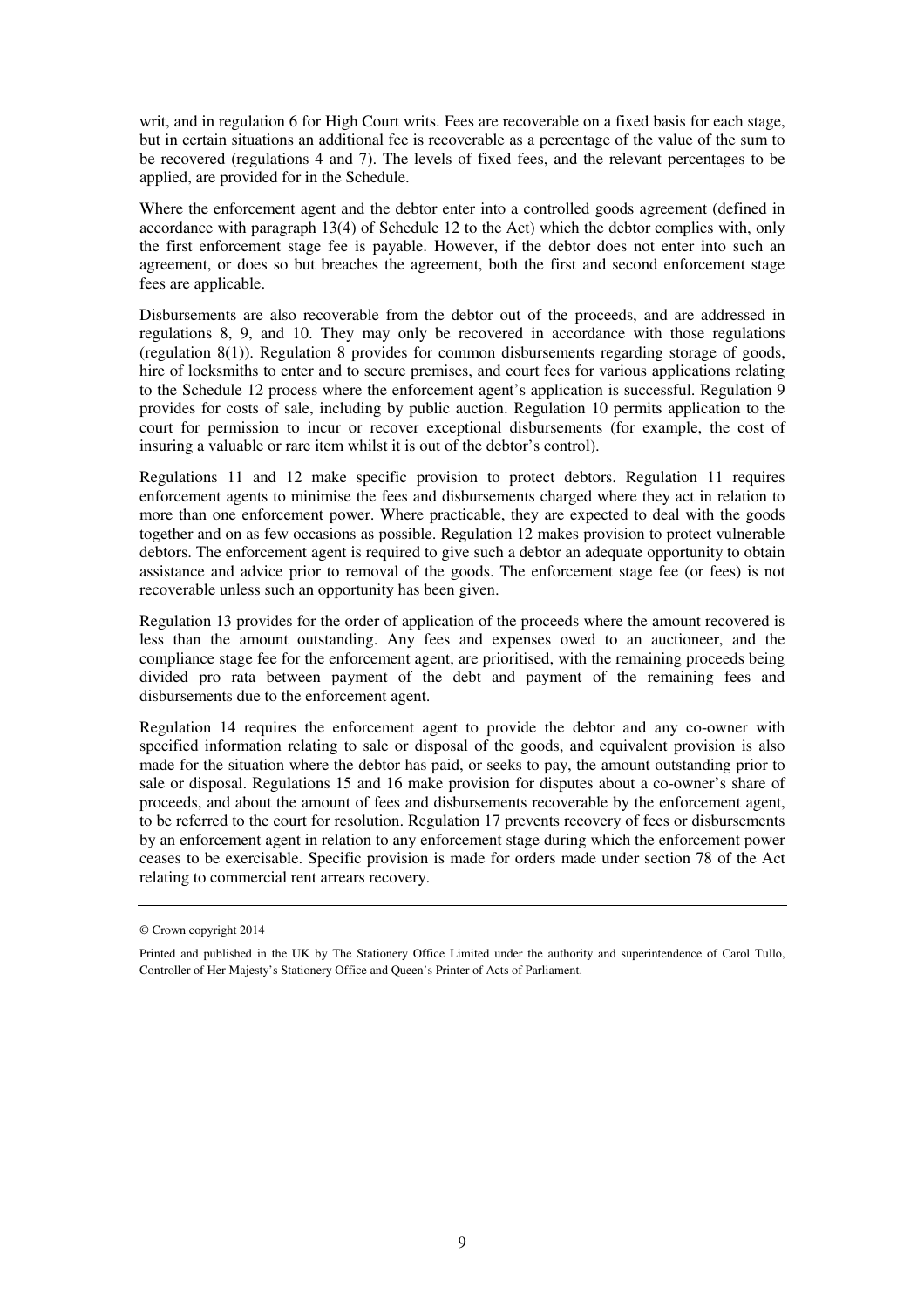writ, and in regulation 6 for High Court writs. Fees are recoverable on a fixed basis for each stage, but in certain situations an additional fee is recoverable as a percentage of the value of the sum to be recovered (regulations 4 and 7). The levels of fixed fees, and the relevant percentages to be applied, are provided for in the Schedule.

Where the enforcement agent and the debtor enter into a controlled goods agreement (defined in accordance with paragraph 13(4) of Schedule 12 to the Act) which the debtor complies with, only the first enforcement stage fee is payable. However, if the debtor does not enter into such an agreement, or does so but breaches the agreement, both the first and second enforcement stage fees are applicable.

Disbursements are also recoverable from the debtor out of the proceeds, and are addressed in regulations 8, 9, and 10. They may only be recovered in accordance with those regulations (regulation 8(1)). Regulation 8 provides for common disbursements regarding storage of goods, hire of locksmiths to enter and to secure premises, and court fees for various applications relating to the Schedule 12 process where the enforcement agent's application is successful. Regulation 9 provides for costs of sale, including by public auction. Regulation 10 permits application to the court for permission to incur or recover exceptional disbursements (for example, the cost of insuring a valuable or rare item whilst it is out of the debtor's control).

Regulations 11 and 12 make specific provision to protect debtors. Regulation 11 requires enforcement agents to minimise the fees and disbursements charged where they act in relation to more than one enforcement power. Where practicable, they are expected to deal with the goods together and on as few occasions as possible. Regulation 12 makes provision to protect vulnerable debtors. The enforcement agent is required to give such a debtor an adequate opportunity to obtain assistance and advice prior to removal of the goods. The enforcement stage fee (or fees) is not recoverable unless such an opportunity has been given.

Regulation 13 provides for the order of application of the proceeds where the amount recovered is less than the amount outstanding. Any fees and expenses owed to an auctioneer, and the compliance stage fee for the enforcement agent, are prioritised, with the remaining proceeds being divided pro rata between payment of the debt and payment of the remaining fees and disbursements due to the enforcement agent.

Regulation 14 requires the enforcement agent to provide the debtor and any co-owner with specified information relating to sale or disposal of the goods, and equivalent provision is also made for the situation where the debtor has paid, or seeks to pay, the amount outstanding prior to sale or disposal. Regulations 15 and 16 make provision for disputes about a co-owner's share of proceeds, and about the amount of fees and disbursements recoverable by the enforcement agent, to be referred to the court for resolution. Regulation 17 prevents recovery of fees or disbursements by an enforcement agent in relation to any enforcement stage during which the enforcement power ceases to be exercisable. Specific provision is made for orders made under section 78 of the Act relating to commercial rent arrears recovery.

---

© Crown copyright 2014

Printed and published in the UK by The Stationery Office Limited under the authority and superintendence of Carol Tullo, Controller of Her Majesty's Stationery Office and Queen's Printer of Acts of Parliament.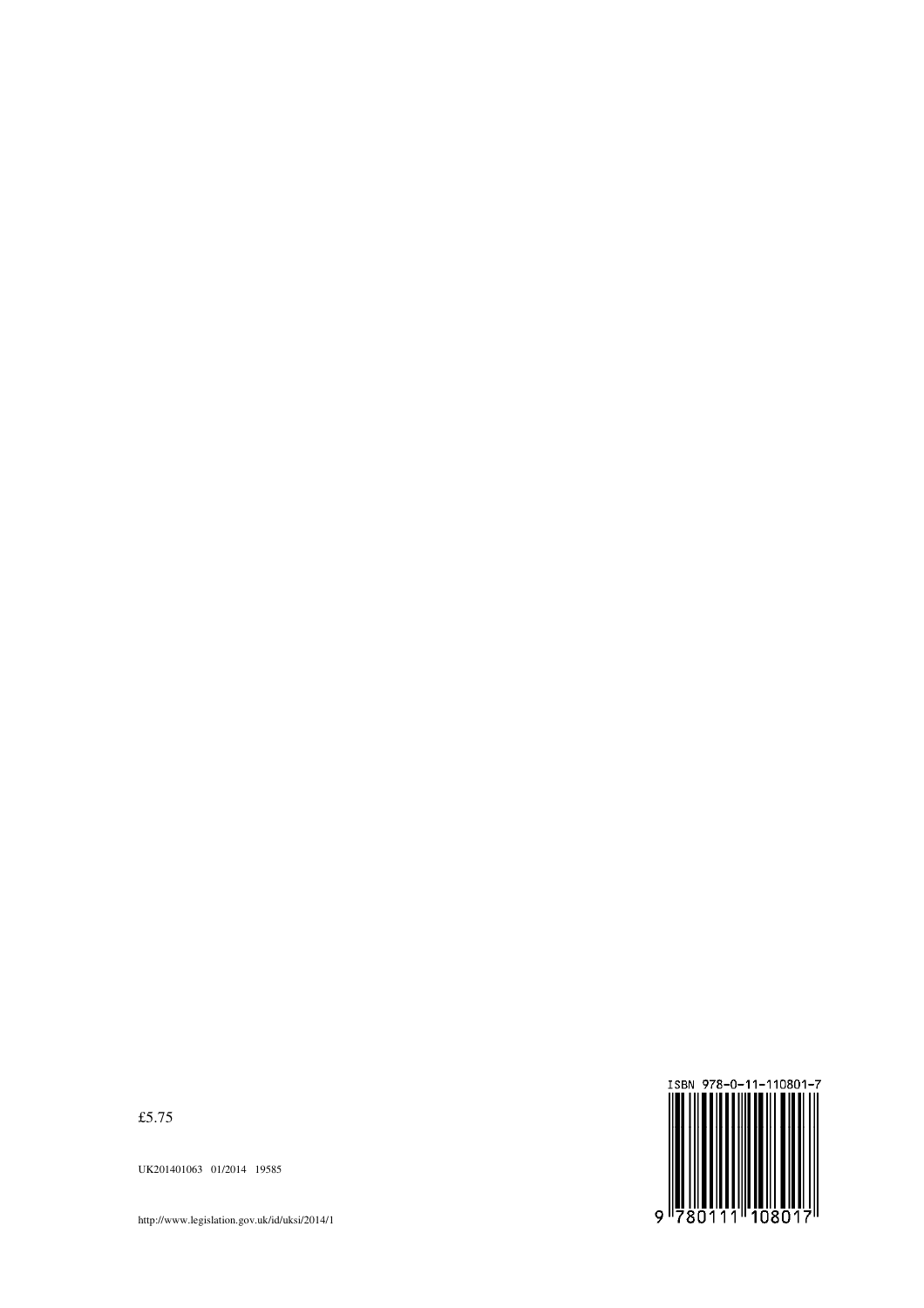£5.75

UK201401063 01/2014 19585

http://www.legislation.gov.uk/id/uksi/2014/1

ISBN 978-0-11-110801-7

9 780111 108017